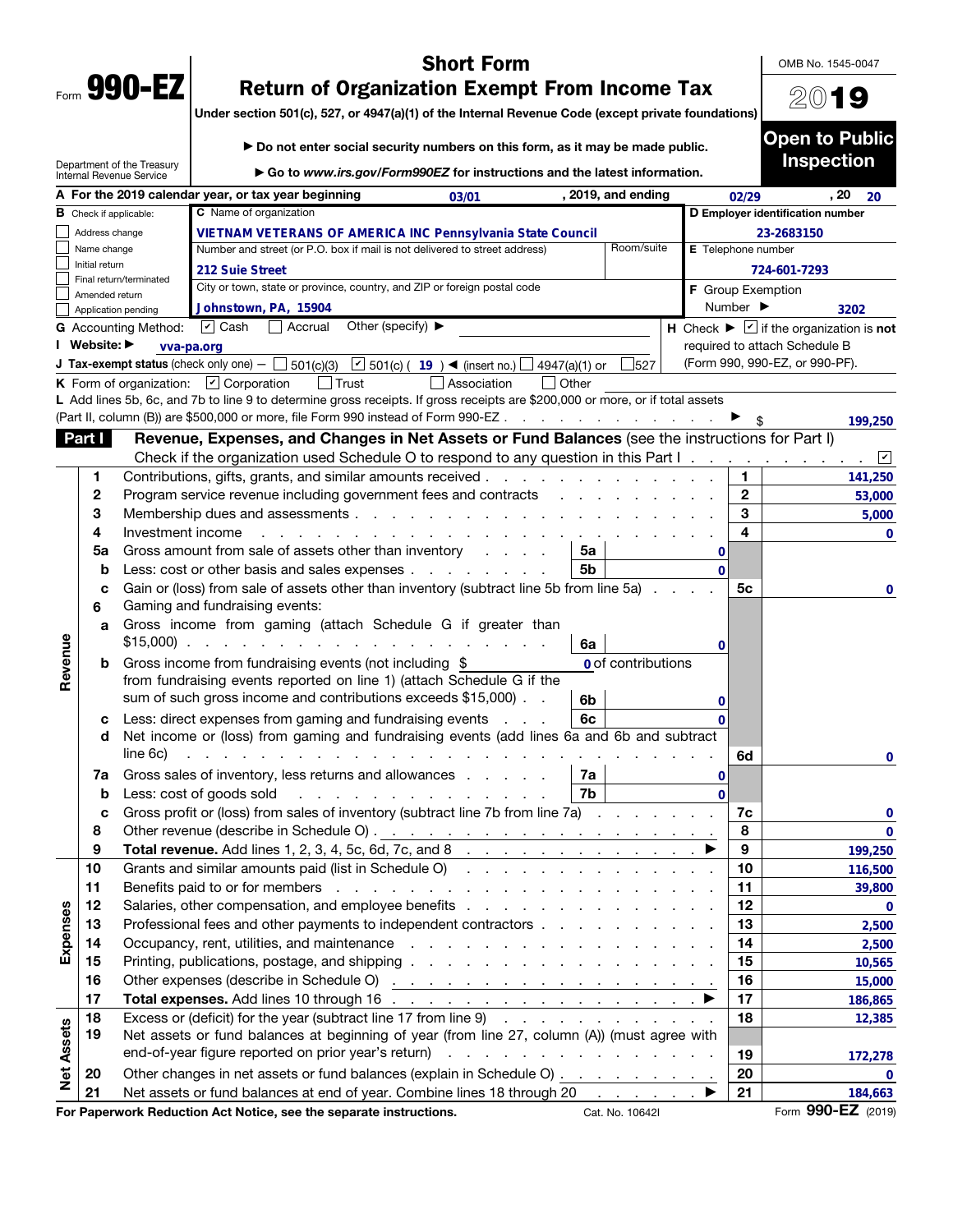Form **990-EZ**

Department of the Treasury
Internal Revenue Service

# Short Form
# Return of Organization Exempt From Income Tax

Under section 501(c), 527, or 4947(a)(1) of the Internal Revenue Code (except private foundations)

▶ Do not enter social security numbers on this form, as it may be made public.

▶ Go to *www.irs.gov/Form990EZ* for instructions and the latest information.

OMB No. 1545-0047

**2019**

**Open to Public Inspection**

**A** For the 2019 calendar year, or tax year beginning 03/01, 2019, and ending 02/29, 20 20

**B** Check if applicable:
- ☐ Address change
- ☐ Name change
- ☐ Initial return
- ☐ Final return/terminated
- ☐ Amended return
- ☐ Application pending

**C** Name of organization: **VIETNAM VETERANS OF AMERICA INC Pennsylvania State Council**

Number and street (or P.O. box if mail is not delivered to street address): **212 Suie Street** Room/suite:

City or town, state or province, country, and ZIP or foreign postal code: **Johnstown, PA, 15904**

**D** Employer identification number: **23-2683150**

**E** Telephone number: **724-601-7293**

**F** Group Exemption Number ▶ **3202**

**G** Accounting Method: ☑ Cash ☐ Accrual Other (specify) ▶

**H** Check ▶ ☑ if the organization is **not** required to attach Schedule B (Form 990, 990-EZ, or 990-PF).

**I** Website: ▶ **vva-pa.org**

**J** Tax-exempt status (check only one) — ☐ 501(c)(3) ☑ 501(c) ( 19 ) ◀ (insert no.) ☐ 4947(a)(1) or ☐ 527

**K** Form of organization: ☑ Corporation ☐ Trust ☐ Association ☐ Other

**L** Add lines 5b, 6c, and 7b to line 9 to determine gross receipts. If gross receipts are $200,000 or more, or if total assets (Part II, column (B)) are $500,000 or more, file Form 990 instead of Form 990-EZ ▶ $ **199,250**

## Part I — Revenue, Expenses, and Changes in Net Assets or Fund Balances (see the instructions for Part I)

Check if the organization used Schedule O to respond to any question in this Part I ☑

| | Line | Description | | Sub-amount | Line | Amount |
|---|---|---|---|---|---|---|
| Revenue | 1 | Contributions, gifts, grants, and similar amounts received | | | 1 | 141,250 |
| | 2 | Program service revenue including government fees and contracts | | | 2 | 53,000 |
| | 3 | Membership dues and assessments | | | 3 | 5,000 |
| | 4 | Investment income | | | 4 | 0 |
| | 5a | Gross amount from sale of assets other than inventory | 5a | 0 | | |
| | b | Less: cost or other basis and sales expenses | 5b | 0 | | |
| | c | Gain or (loss) from sale of assets other than inventory (subtract line 5b from line 5a) | | | 5c | 0 |
| | 6 | Gaming and fundraising events: | | | | |
| | a | Gross income from gaming (attach Schedule G if greater than $15,000) | 6a | 0 | | |
| | b | Gross income from fundraising events (not including $ 0 of contributions from fundraising events reported on line 1) (attach Schedule G if the sum of such gross income and contributions exceeds $15,000) | 6b | 0 | | |
| | c | Less: direct expenses from gaming and fundraising events | 6c | 0 | | |
| | d | Net income or (loss) from gaming and fundraising events (add lines 6a and 6b and subtract line 6c) | | | 6d | 0 |
| | 7a | Gross sales of inventory, less returns and allowances | 7a | 0 | | |
| | b | Less: cost of goods sold | 7b | 0 | | |
| | c | Gross profit or (loss) from sales of inventory (subtract line 7b from line 7a) | | | 7c | 0 |
| | 8 | Other revenue (describe in Schedule O) | | | 8 | 0 |
| | 9 | **Total revenue.** Add lines 1, 2, 3, 4, 5c, 6d, 7c, and 8 ▶ | | | 9 | 199,250 |
| Expenses | 10 | Grants and similar amounts paid (list in Schedule O) | | | 10 | 116,500 |
| | 11 | Benefits paid to or for members | | | 11 | 39,800 |
| | 12 | Salaries, other compensation, and employee benefits | | | 12 | 0 |
| | 13 | Professional fees and other payments to independent contractors | | | 13 | 2,500 |
| | 14 | Occupancy, rent, utilities, and maintenance | | | 14 | 2,500 |
| | 15 | Printing, publications, postage, and shipping | | | 15 | 10,565 |
| | 16 | Other expenses (describe in Schedule O) | | | 16 | 15,000 |
| | 17 | **Total expenses.** Add lines 10 through 16 ▶ | | | 17 | 186,865 |
| Net Assets | 18 | Excess or (deficit) for the year (subtract line 17 from line 9) | | | 18 | 12,385 |
| | 19 | Net assets or fund balances at beginning of year (from line 27, column (A)) (must agree with end-of-year figure reported on prior year's return) | | | 19 | 172,278 |
| | 20 | Other changes in net assets or fund balances (explain in Schedule O) | | | 20 | 0 |
| | 21 | Net assets or fund balances at end of year. Combine lines 18 through 20 ▶ | | | 21 | 184,663 |

**For Paperwork Reduction Act Notice, see the separate instructions.** Cat. No. 10642I Form **990-EZ** (2019)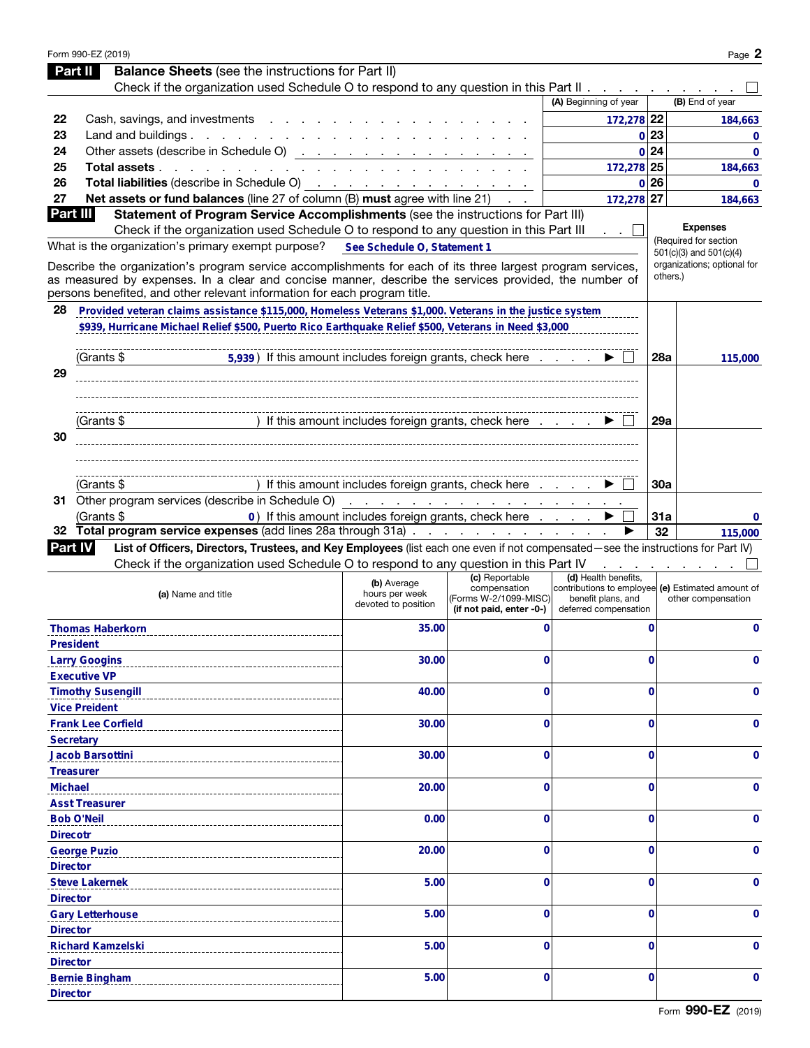Form 990-EZ (2019)

## Part II Balance Sheets (see the instructions for Part II)

Check if the organization used Schedule O to respond to any question in this Part II . . . . . . . . . . ☐

| | | (A) Beginning of year | | (B) End of year |
|---|---|---|---|---|
| 22 | Cash, savings, and investments | 172,278 | 22 | 184,663 |
| 23 | Land and buildings | 0 | 23 | 0 |
| 24 | Other assets (describe in Schedule O) | 0 | 24 | 0 |
| 25 | **Total assets** | 172,278 | 25 | 184,663 |
| 26 | **Total liabilities** (describe in Schedule O) | 0 | 26 | 0 |
| 27 | **Net assets or fund balances** (line 27 of column (B) **must** agree with line 21) | 172,278 | 27 | 184,663 |

## Part III Statement of Program Service Accomplishments (see the instructions for Part III)

Check if the organization used Schedule O to respond to any question in this Part III . . ☐

What is the organization's primary exempt purpose? See Schedule O, Statement 1

Describe the organization's program service accomplishments for each of its three largest program services, as measured by expenses. In a clear and concise manner, describe the services provided, the number of persons benefited, and other relevant information for each program title.

**Expenses** (Required for section 501(c)(3) and 501(c)(4) organizations; optional for others.)

| | | | |
|---|---|---|---|
| 28 | Provided veteran claims assistance $115,000, Homeless Veterans $1,000. Veterans in the justice system $939, Hurricane Michael Relief $500, Puerto Rico Earthquake Relief $500, Veterans in Need $3,000<br>(Grants $ 5,939 ) If this amount includes foreign grants, check here . . . . ▶ ☐ | 28a | 115,000 |
| 29 | (Grants $ ) If this amount includes foreign grants, check here . . . . ▶ ☐ | 29a | |
| 30 | (Grants $ ) If this amount includes foreign grants, check here . . . . ▶ ☐ | 30a | |
| 31 | Other program services (describe in Schedule O)<br>(Grants $ 0 ) If this amount includes foreign grants, check here . . . . ▶ ☐ | 31a | 0 |
| 32 | **Total program service expenses** (add lines 28a through 31a) . . . . ▶ | 32 | 115,000 |

## Part IV List of Officers, Directors, Trustees, and Key Employees (list each one even if not compensated—see the instructions for Part IV)

Check if the organization used Schedule O to respond to any question in this Part IV . . . . . . . . ☐

| (a) Name and title | (b) Average hours per week devoted to position | (c) Reportable compensation (Forms W-2/1099-MISC) (if not paid, enter -0-) | (d) Health benefits, contributions to employee benefit plans, and deferred compensation | (e) Estimated amount of other compensation |
|---|---|---|---|---|
| Thomas Haberkorn<br>President | 35.00 | 0 | 0 | 0 |
| Larry Googins<br>Executive VP | 30.00 | 0 | 0 | 0 |
| Timothy Susengill<br>Vice Preident | 40.00 | 0 | 0 | 0 |
| Frank Lee Corfield<br>Secretary | 30.00 | 0 | 0 | 0 |
| Jacob Barsottini<br>Treasurer | 30.00 | 0 | 0 | 0 |
| Michael<br>Asst Treasurer | 20.00 | 0 | 0 | 0 |
| Bob O'Neil<br>Direcotr | 0.00 | 0 | 0 | 0 |
| George Puzio<br>Director | 20.00 | 0 | 0 | 0 |
| Steve Lakernek<br>Director | 5.00 | 0 | 0 | 0 |
| Gary Letterhouse<br>Director | 5.00 | 0 | 0 | 0 |
| Richard Kamzelski<br>Director | 5.00 | 0 | 0 | 0 |
| Bernie Bingham<br>Director | 5.00 | 0 | 0 | 0 |

Form **990-EZ** (2019)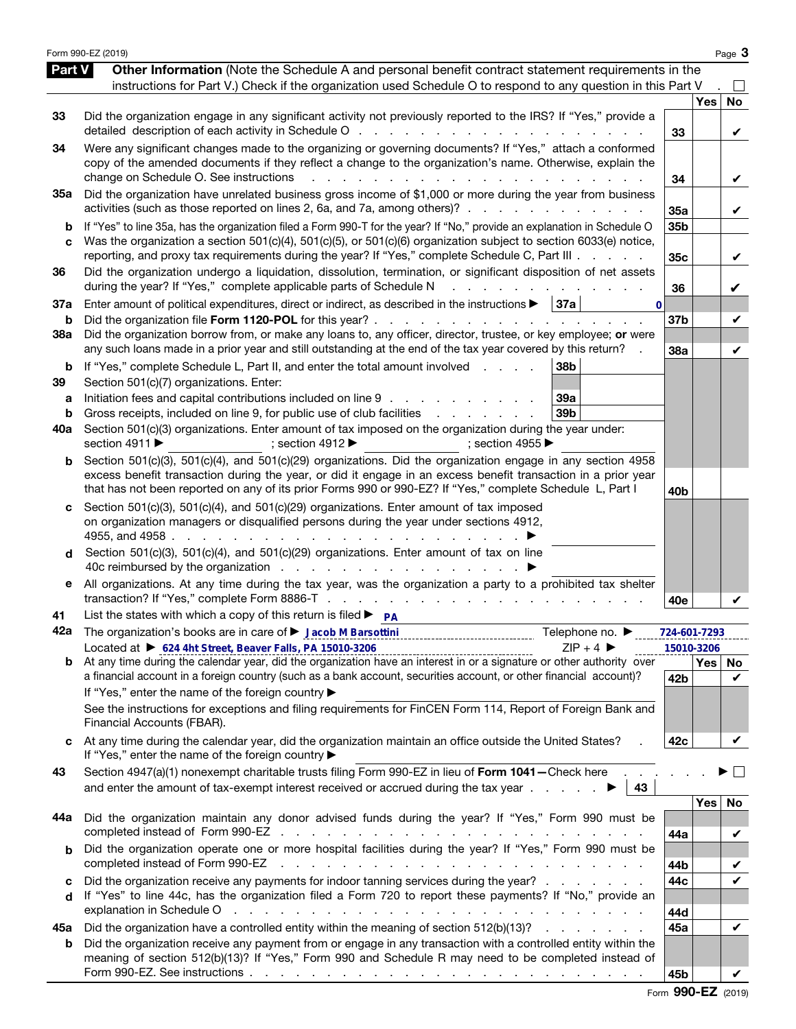Form 990-EZ (2019) Page 3

**Part V** **Other Information** (Note the Schedule A and personal benefit contract statement requirements in the instructions for Part V.) Check if the organization used Schedule O to respond to any question in this Part V . ☐

| | | | Yes | No |
|---|---|---|---|---|
| 33 | Did the organization engage in any significant activity not previously reported to the IRS? If "Yes," provide a detailed description of each activity in Schedule O | 33 | | ✔ |
| 34 | Were any significant changes made to the organizing or governing documents? If "Yes," attach a conformed copy of the amended documents if they reflect a change to the organization's name. Otherwise, explain the change on Schedule O. See instructions | 34 | | ✔ |
| 35a | Did the organization have unrelated business gross income of $1,000 or more during the year from business activities (such as those reported on lines 2, 6a, and 7a, among others)? | 35a | | ✔ |
| b | If "Yes" to line 35a, has the organization filed a Form 990-T for the year? If "No," provide an explanation in Schedule O | 35b | | |
| c | Was the organization a section 501(c)(4), 501(c)(5), or 501(c)(6) organization subject to section 6033(e) notice, reporting, and proxy tax requirements during the year? If "Yes," complete Schedule C, Part III | 35c | | ✔ |
| 36 | Did the organization undergo a liquidation, dissolution, termination, or significant disposition of net assets during the year? If "Yes," complete applicable parts of Schedule N | 36 | | ✔ |
| 37a | Enter amount of political expenditures, direct or indirect, as described in the instructions ▶ 37a 0 | | | |
| b | Did the organization file **Form 1120-POL** for this year? | 37b | | ✔ |
| 38a | Did the organization borrow from, or make any loans to, any officer, director, trustee, or key employee; **or** were any such loans made in a prior year and still outstanding at the end of the tax year covered by this return? | 38a | | ✔ |
| b | If "Yes," complete Schedule L, Part II, and enter the total amount involved 38b | | | |
| 39 | Section 501(c)(7) organizations. Enter: | | | |
| a | Initiation fees and capital contributions included on line 9 39a | | | |
| b | Gross receipts, included on line 9, for public use of club facilities 39b | | | |
| 40a | Section 501(c)(3) organizations. Enter amount of tax imposed on the organization during the year under: section 4911 ▶ ; section 4912 ▶ ; section 4955 ▶ | | | |
| b | Section 501(c)(3), 501(c)(4), and 501(c)(29) organizations. Did the organization engage in any section 4958 excess benefit transaction during the year, or did it engage in an excess benefit transaction in a prior year that has not been reported on any of its prior Forms 990 or 990-EZ? If "Yes," complete Schedule L, Part I | 40b | | |
| c | Section 501(c)(3), 501(c)(4), and 501(c)(29) organizations. Enter amount of tax imposed on organization managers or disqualified persons during the year under sections 4912, 4955, and 4958 ▶ | | | |
| d | Section 501(c)(3), 501(c)(4), and 501(c)(29) organizations. Enter amount of tax on line 40c reimbursed by the organization ▶ | | | |
| e | All organizations. At any time during the tax year, was the organization a party to a prohibited tax shelter transaction? If "Yes," complete Form 8886-T | 40e | | ✔ |

41 List the states with which a copy of this return is filed ▶ PA

42a The organization's books are in care of ▶ Jacob M Barsottini Telephone no. ▶ 724-601-7293

Located at ▶ 624 4ht Street, Beaver Falls, PA 15010-3206 ZIP + 4 ▶ 15010-3206

| | | | Yes | No |
|---|---|---|---|---|
| b | At any time during the calendar year, did the organization have an interest in or a signature or other authority over a financial account in a foreign country (such as a bank account, securities account, or other financial account)? If "Yes," enter the name of the foreign country ▶ See the instructions for exceptions and filing requirements for FinCEN Form 114, Report of Foreign Bank and Financial Accounts (FBAR). | 42b | | ✔ |
| c | At any time during the calendar year, did the organization maintain an office outside the United States? If "Yes," enter the name of the foreign country ▶ | 42c | | ✔ |

43 Section 4947(a)(1) nonexempt charitable trusts filing Form 990-EZ in lieu of **Form 1041**—Check here ▶ ☐ and enter the amount of tax-exempt interest received or accrued during the tax year ▶ 43

| | | | Yes | No |
|---|---|---|---|---|
| 44a | Did the organization maintain any donor advised funds during the year? If "Yes," Form 990 must be completed instead of Form 990-EZ | 44a | | ✔ |
| b | Did the organization operate one or more hospital facilities during the year? If "Yes," Form 990 must be completed instead of Form 990-EZ | 44b | | ✔ |
| c | Did the organization receive any payments for indoor tanning services during the year? | 44c | | ✔ |
| d | If "Yes" to line 44c, has the organization filed a Form 720 to report these payments? If "No," provide an explanation in Schedule O | 44d | | |
| 45a | Did the organization have a controlled entity within the meaning of section 512(b)(13)? | 45a | | ✔ |
| b | Did the organization receive any payment from or engage in any transaction with a controlled entity within the meaning of section 512(b)(13)? If "Yes," Form 990 and Schedule R may need to be completed instead of Form 990-EZ. See instructions | 45b | | ✔ |

Form **990-EZ** (2019)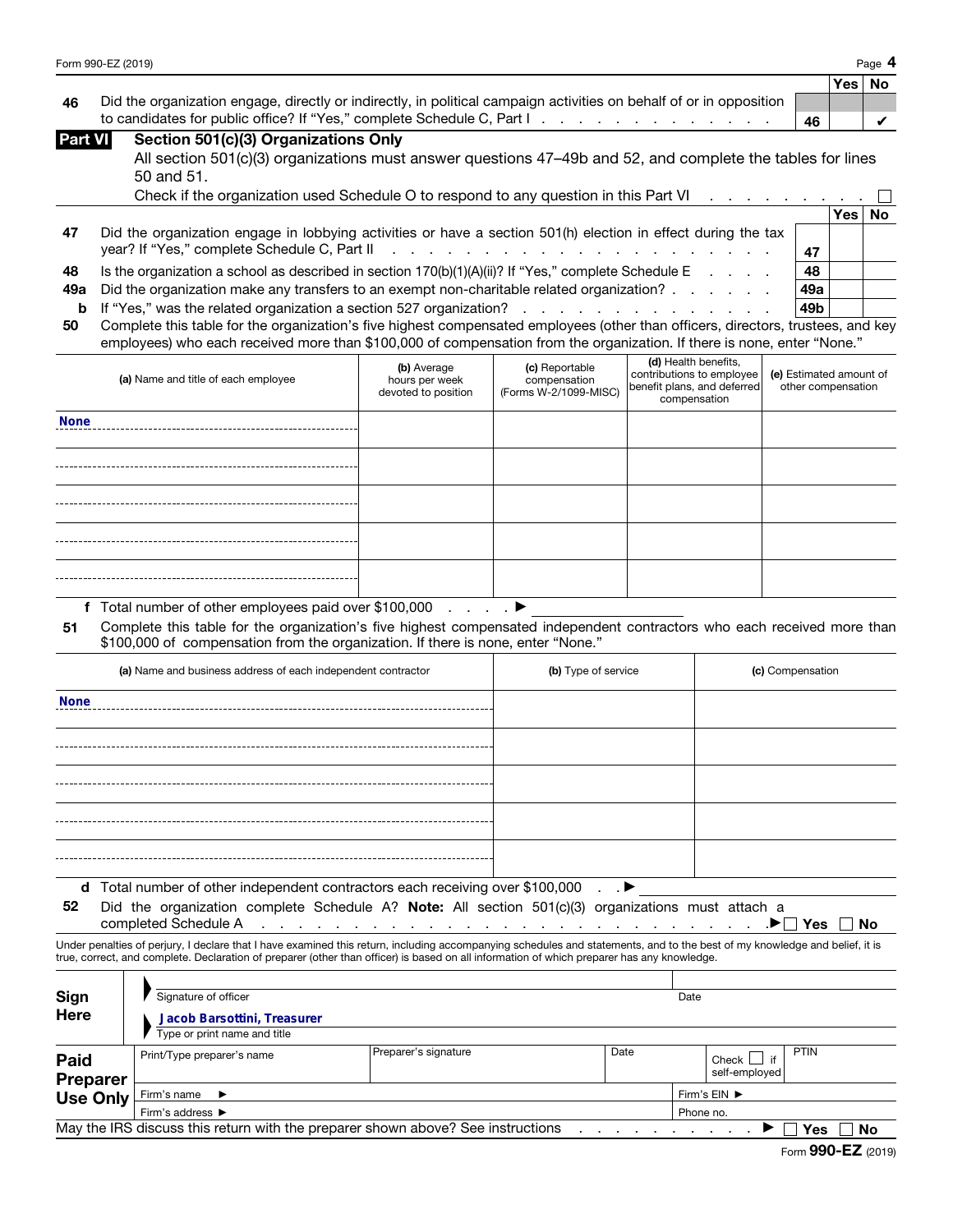| | | Yes | No |
|---|---|---|---|
| **46** Did the organization engage, directly or indirectly, in political campaign activities on behalf of or in opposition to candidates for public office? If "Yes," complete Schedule C, Part I | 46 | | ✔ |

## Part VI Section 501(c)(3) Organizations Only

All section 501(c)(3) organizations must answer questions 47–49b and 52, and complete the tables for lines 50 and 51.

Check if the organization used Schedule O to respond to any question in this Part VI ☐

| | | Yes | No |
|---|---|---|---|
| **47** Did the organization engage in lobbying activities or have a section 501(h) election in effect during the tax year? If "Yes," complete Schedule C, Part II | 47 | | |
| **48** Is the organization a school as described in section 170(b)(1)(A)(ii)? If "Yes," complete Schedule E | 48 | | |
| **49a** Did the organization make any transfers to an exempt non-charitable related organization? | 49a | | |
| **b** If "Yes," was the related organization a section 527 organization? | 49b | | |

**50** Complete this table for the organization's five highest compensated employees (other than officers, directors, trustees, and key employees) who each received more than $100,000 of compensation from the organization. If there is none, enter "None."

| (a) Name and title of each employee | (b) Average hours per week devoted to position | (c) Reportable compensation (Forms W-2/1099-MISC) | (d) Health benefits, contributions to employee benefit plans, and deferred compensation | (e) Estimated amount of other compensation |
|---|---|---|---|---|
| None | | | | |
| | | | | |
| | | | | |
| | | | | |
| | | | | |

**f** Total number of other employees paid over $100,000 ▶

**51** Complete this table for the organization's five highest compensated independent contractors who each received more than $100,000 of compensation from the organization. If there is none, enter "None."

| (a) Name and business address of each independent contractor | (b) Type of service | (c) Compensation |
|---|---|---|
| None | | |
| | | |
| | | |
| | | |
| | | |

**d** Total number of other independent contractors each receiving over $100,000 ▶

**52** Did the organization complete Schedule A? **Note:** All section 501(c)(3) organizations must attach a completed Schedule A ▶ ☐ Yes ☐ No

Under penalties of perjury, I declare that I have examined this return, including accompanying schedules and statements, and to the best of my knowledge and belief, it is true, correct, and complete. Declaration of preparer (other than officer) is based on all information of which preparer has any knowledge.

**Sign Here**

Signature of officer | Date

Jacob Barsottini, Treasurer

Type or print name and title

**Paid Preparer Use Only**

| Print/Type preparer's name | Preparer's signature | Date | Check ☐ if self-employed | PTIN |
|---|---|---|---|---|
| | | | | |
| Firm's name ▶ | | | Firm's EIN ▶ | |
| Firm's address ▶ | | | Phone no. | |

May the IRS discuss this return with the preparer shown above? See instructions ▶ ☐ Yes ☐ No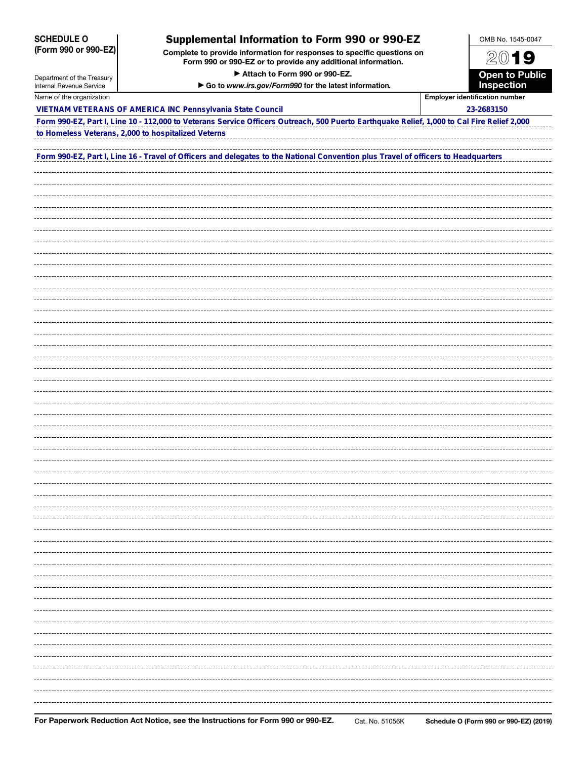**SCHEDULE O**
**(Form 990 or 990-EZ)**

Department of the Treasury
Internal Revenue Service

# Supplemental Information to Form 990 or 990-EZ

**Complete to provide information for responses to specific questions on Form 990 or 990-EZ or to provide any additional information.**

**▶ Attach to Form 990 or 990-EZ.**

**▶ Go to *www.irs.gov/Form990* for the latest information.**

OMB No. 1545-0047

**2019**

**Open to Public Inspection**

| Name of the organization | Employer identification number |
|---|---|
| VIETNAM VETERANS OF AMERICA INC Pennsylvania State Council | 23-2683150 |

Form 990-EZ, Part I, Line 10 - 112,000 to Veterans Service Officers Outreach, 500 Puerto Earthquake Relief, 1,000 to Cal Fire Relief 2,000 to Homeless Veterans, 2,000 to hospitalized Veterns

Form 990-EZ, Part I, Line 16 - Travel of Officers and delegates to the National Convention plus Travel of officers to Headquarters

**For Paperwork Reduction Act Notice, see the Instructions for Form 990 or 990-EZ.** Cat. No. 51056K **Schedule O (Form 990 or 990-EZ) (2019)**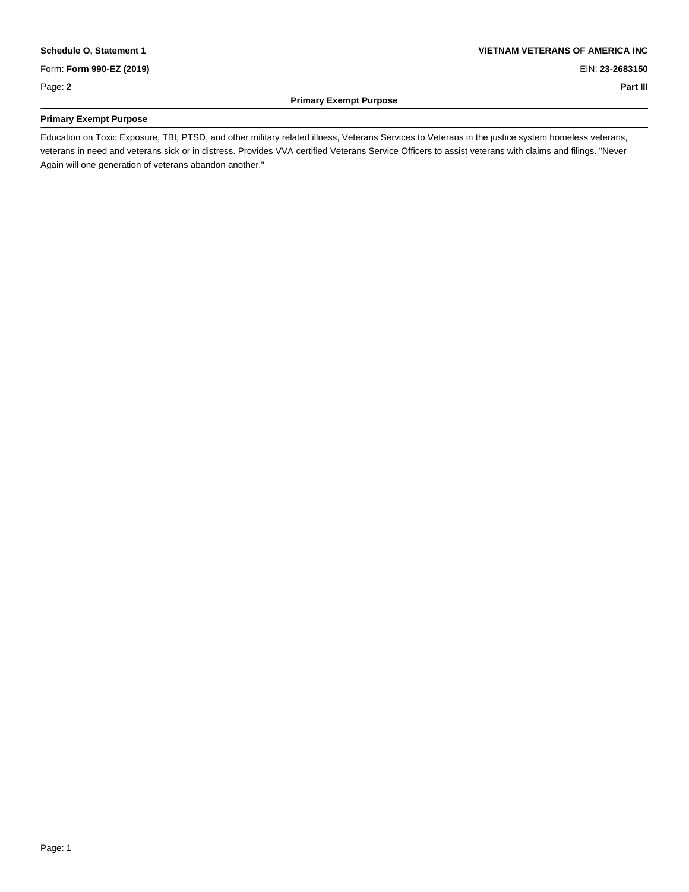**Schedule O, Statement 1**

Form: **Form 990-EZ (2019)**

Page: **2**

**VIETNAM VETERANS OF AMERICA INC**

EIN: **23-2683150**

**Part III**

**Primary Exempt Purpose**

**Primary Exempt Purpose**

Education on Toxic Exposure, TBI, PTSD, and other military related illness, Veterans Services to Veterans in the justice system homeless veterans, veterans in need and veterans sick or in distress. Provides VVA certified Veterans Service Officers to assist veterans with claims and filings. "Never Again will one generation of veterans abandon another."